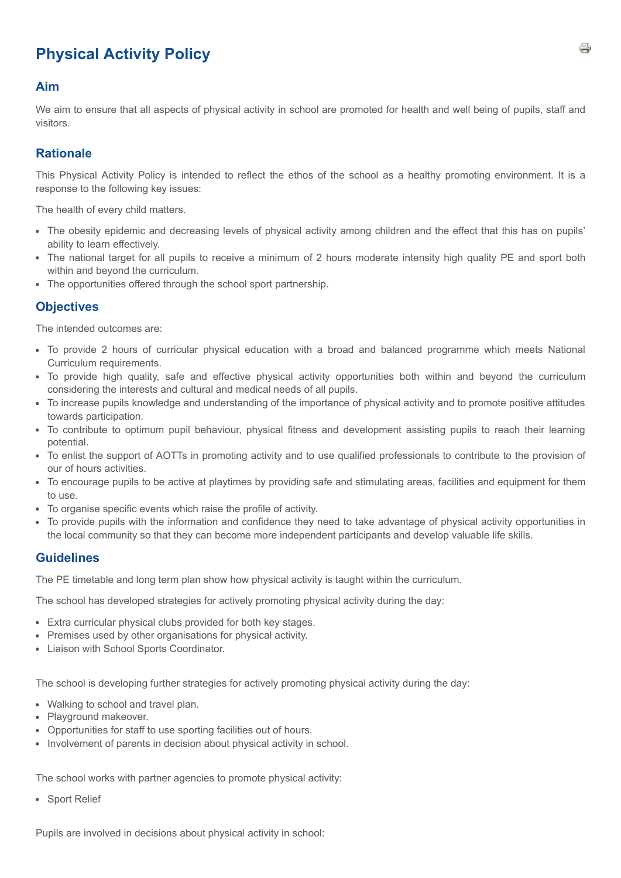# Physical Activity Policy

## Aim

We aim to ensure that all aspects of physical activity in school are promoted for health and well being of pupils, staff and visitors.

## Rationale

This Physical Activity Policy is intended to reflect the ethos of the school as a healthy promoting environment. It is a response to the following key issues:

The health of every child matters.

- The obesity epidemic and decreasing levels of physical activity among children and the effect that this has on pupils' ability to learn effectively.
- The national target for all pupils to receive a minimum of 2 hours moderate intensity high quality PE and sport both within and beyond the curriculum.
- The opportunities offered through the school sport partnership.

## Objectives

The intended outcomes are:

- To provide 2 hours of curricular physical education with a broad and balanced programme which meets National Curriculum requirements.
- To provide high quality, safe and effective physical activity opportunities both within and beyond the curriculum considering the interests and cultural and medical needs of all pupils.
- To increase pupils knowledge and understanding of the importance of physical activity and to promote positive attitudes towards participation.
- To contribute to optimum pupil behaviour, physical fitness and development assisting pupils to reach their learning potential.
- To enlist the support of AOTTs in promoting activity and to use qualified professionals to contribute to the provision of our of hours activities.
- To encourage pupils to be active at playtimes by providing safe and stimulating areas, facilities and equipment for them to use.
- To organise specific events which raise the profile of activity.
- To provide pupils with the information and confidence they need to take advantage of physical activity opportunities in the local community so that they can become more independent participants and develop valuable life skills.

## Guidelines

The PE timetable and long term plan show how physical activity is taught within the curriculum.

The school has developed strategies for actively promoting physical activity during the day:

- Extra curricular physical clubs provided for both key stages.
- Premises used by other organisations for physical activity.
- Liaison with School Sports Coordinator.

The school is developing further strategies for actively promoting physical activity during the day:

- Walking to school and travel plan.
- Playground makeover.
- Opportunities for staff to use sporting facilities out of hours.
- Involvement of parents in decision about physical activity in school.

The school works with partner agencies to promote physical activity:

- Sport Relief

Pupils are involved in decisions about physical activity in school: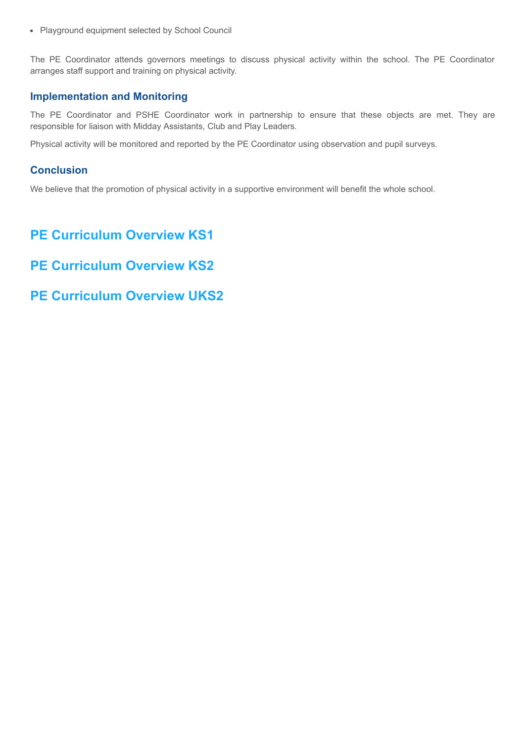- Playground equipment selected by School Council

The PE Coordinator attends governors meetings to discuss physical activity within the school. The PE Coordinator arranges staff support and training on physical activity.

### Implementation and Monitoring

The PE Coordinator and PSHE Coordinator work in partnership to ensure that these objects are met. They are responsible for liaison with Midday Assistants, Club and Play Leaders.

Physical activity will be monitored and reported by the PE Coordinator using observation and pupil surveys.

### Conclusion

We believe that the promotion of physical activity in a supportive environment will benefit the whole school.

## PE Curriculum Overview KS1

## PE Curriculum Overview KS2

## PE Curriculum Overview UKS2